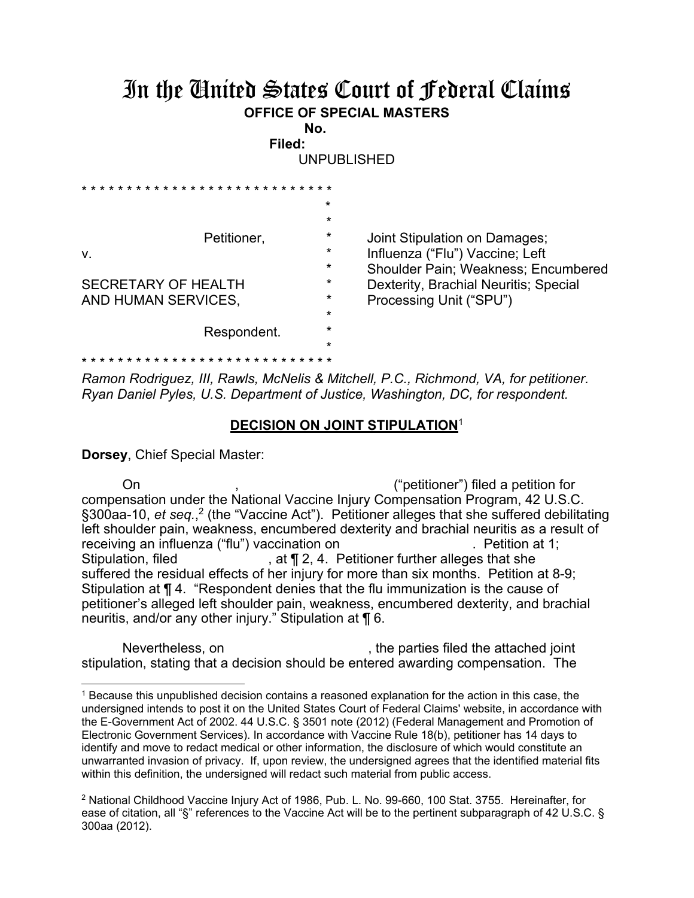# In the United States Court of Federal Claims

**OFFICE OF SPECIAL MASTERS**

**No.**

**Filed:**

UNPUBLISHED

```
* * * * * * * * * * * * * * * * * * * * * * * * * * * *
                                        *
                                        *
                 Petitioner,            *     Joint Stipulation on Damages;
v.                                      *     Influenza ("Flu") Vaccine; Left
                                        *     Shoulder Pain; Weakness; Encumbered
SECRETARY OF HEALTH                     *     Dexterity, Brachial Neuritis; Special
AND HUMAN SERVICES,                     *     Processing Unit ("SPU")
                                        *
                 Respondent.            *
                                        *
* * * * * * * * * * * * * * * * * * * * * * * * * * * *
```

*Ramon Rodriguez, III, Rawls, McNelis & Mitchell, P.C., Richmond, VA, for petitioner.*
*Ryan Daniel Pyles, U.S. Department of Justice, Washington, DC, for respondent.*

## **DECISION ON JOINT STIPULATION**[1]

**Dorsey**, Chief Special Master:

On , ("petitioner") filed a petition for compensation under the National Vaccine Injury Compensation Program, 42 U.S.C. §300aa-10, *et seq.*,[2] (the "Vaccine Act"). Petitioner alleges that she suffered debilitating left shoulder pain, weakness, encumbered dexterity and brachial neuritis as a result of receiving an influenza ("flu") vaccination on . Petition at 1; Stipulation, filed , at ¶ 2, 4. Petitioner further alleges that she suffered the residual effects of her injury for more than six months. Petition at 8-9; Stipulation at ¶ 4. "Respondent denies that the flu immunization is the cause of petitioner's alleged left shoulder pain, weakness, encumbered dexterity, and brachial neuritis, and/or any other injury." Stipulation at ¶ 6.

Nevertheless, on , the parties filed the attached joint stipulation, stating that a decision should be entered awarding compensation. The

---

[1] Because this unpublished decision contains a reasoned explanation for the action in this case, the undersigned intends to post it on the United States Court of Federal Claims' website, in accordance with the E-Government Act of 2002. 44 U.S.C. § 3501 note (2012) (Federal Management and Promotion of Electronic Government Services). In accordance with Vaccine Rule 18(b), petitioner has 14 days to identify and move to redact medical or other information, the disclosure of which would constitute an unwarranted invasion of privacy. If, upon review, the undersigned agrees that the identified material fits within this definition, the undersigned will redact such material from public access.

[2] National Childhood Vaccine Injury Act of 1986, Pub. L. No. 99-660, 100 Stat. 3755. Hereinafter, for ease of citation, all "§" references to the Vaccine Act will be to the pertinent subparagraph of 42 U.S.C. § 300aa (2012).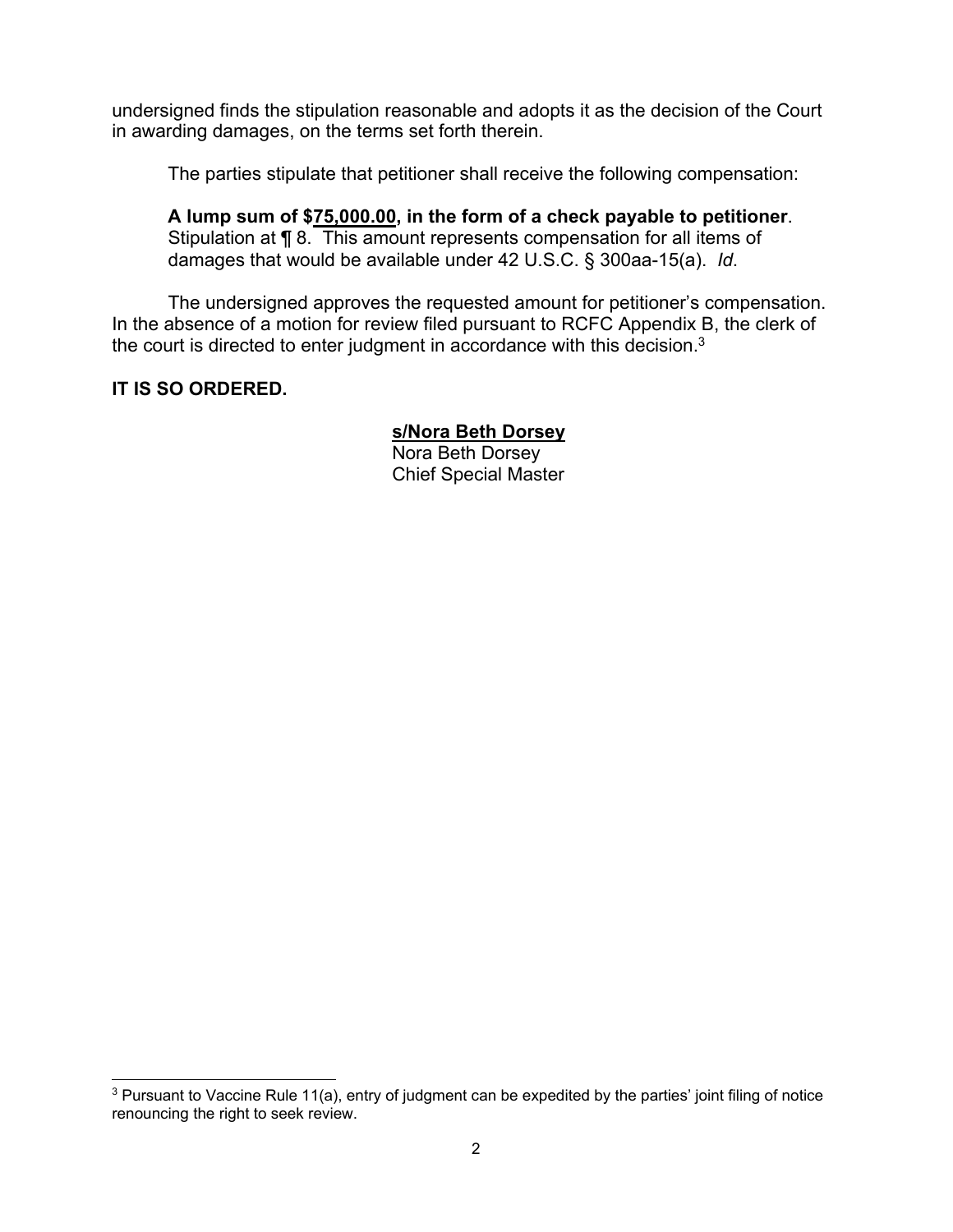undersigned finds the stipulation reasonable and adopts it as the decision of the Court in awarding damages, on the terms set forth therein.

The parties stipulate that petitioner shall receive the following compensation:

> **A lump sum of $75,000.00, in the form of a check payable to petitioner**. Stipulation at ¶ 8. This amount represents compensation for all items of damages that would be available under 42 U.S.C. § 300aa-15(a). *Id*.

The undersigned approves the requested amount for petitioner's compensation. In the absence of a motion for review filed pursuant to RCFC Appendix B, the clerk of the court is directed to enter judgment in accordance with this decision.[3]

**IT IS SO ORDERED.**

**s/Nora Beth Dorsey**
Nora Beth Dorsey
Chief Special Master

---

[3] Pursuant to Vaccine Rule 11(a), entry of judgment can be expedited by the parties' joint filing of notice renouncing the right to seek review.